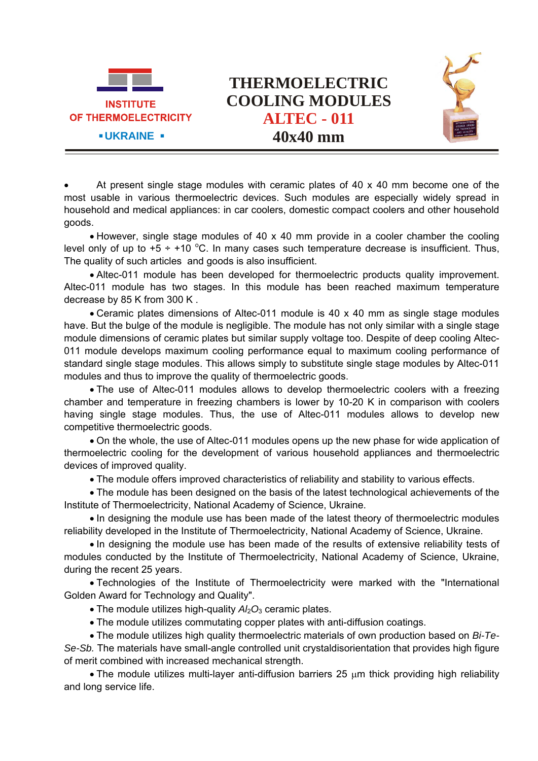INSTITUTE OF THERMOELECTRICITY

▪UKRAINE ▪

# THERMOELECTRIC COOLING MODULES ALTEC - 011 40x40 mm

- At present single stage modules with ceramic plates of 40 x 40 mm become one of the most usable in various thermoelectric devices. Such modules are especially widely spread in household and medical appliances: in car coolers, domestic compact coolers and other household goods.
- However, single stage modules of 40 x 40 mm provide in a cooler chamber the cooling level only of up to +5 ÷ +10 °C. In many cases such temperature decrease is insufficient. Thus, The quality of such articles and goods is also insufficient.
- Altec-011 module has been developed for thermoelectric products quality improvement. Altec-011 module has two stages. In this module has been reached maximum temperature decrease by 85 K from 300 K .
- Ceramic plates dimensions of Altec-011 module is 40 x 40 mm as single stage modules have. But the bulge of the module is negligible. The module has not only similar with a single stage module dimensions of ceramic plates but similar supply voltage too. Despite of deep cooling Altec-011 module develops maximum cooling performance equal to maximum cooling performance of standard single stage modules. This allows simply to substitute single stage modules by Altec-011 modules and thus to improve the quality of thermoelectric goods.
- The use of Altec-011 modules allows to develop thermoelectric coolers with a freezing chamber and temperature in freezing chambers is lower by 10-20 K in comparison with coolers having single stage modules. Thus, the use of Altec-011 modules allows to develop new competitive thermoelectric goods.
- On the whole, the use of Altec-011 modules opens up the new phase for wide application of thermoelectric cooling for the development of various household appliances and thermoelectric devices of improved quality.
- The module offers improved characteristics of reliability and stability to various effects.
- The module has been designed on the basis of the latest technological achievements of the Institute of Thermoelectricity, National Academy of Science, Ukraine.
- In designing the module use has been made of the latest theory of thermoelectric modules reliability developed in the Institute of Thermoelectricity, National Academy of Science, Ukraine.
- In designing the module use has been made of the results of extensive reliability tests of modules conducted by the Institute of Thermoelectricity, National Academy of Science, Ukraine, during the recent 25 years.
- Technologies of the Institute of Thermoelectricity were marked with the "International Golden Award for Technology and Quality".
- The module utilizes high-quality $Al_2O_3$ ceramic plates.
- The module utilizes commutating copper plates with anti-diffusion coatings.
- The module utilizes high quality thermoelectric materials of own production based on *Bi-Te-Se-Sb.* The materials have small-angle controlled unit crystaldisorientation that provides high figure of merit combined with increased mechanical strength.
- The module utilizes multi-layer anti-diffusion barriers 25 μm thick providing high reliability and long service life.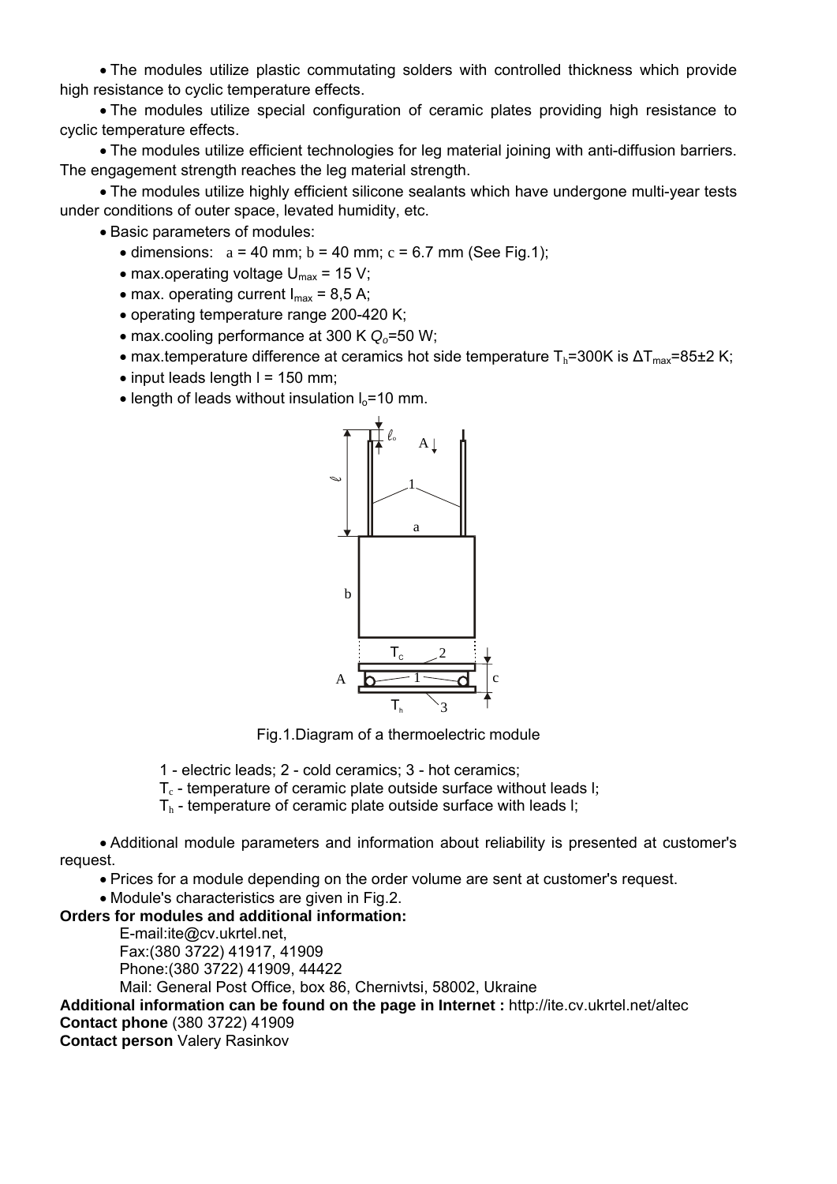- The modules utilize plastic commutating solders with controlled thickness which provide high resistance to cyclic temperature effects.
- The modules utilize special configuration of ceramic plates providing high resistance to cyclic temperature effects.
- The modules utilize efficient technologies for leg material joining with anti-diffusion barriers. The engagement strength reaches the leg material strength.
- The modules utilize highly efficient silicone sealants which have undergone multi-year tests under conditions of outer space, levated humidity, etc.
- Basic parameters of modules:
  - dimensions: a = 40 mm; b = 40 mm; c = 6.7 mm (See Fig.1);
  - max.operating voltage $U_{max}$ = 15 V;
  - max. operating current $I_{max}$ = 8,5 A;
  - operating temperature range 200-420 K;
  - max.cooling performance at 300 K $Q_o$=50 W;
  - max.temperature difference at ceramics hot side temperature $T_h$=300K is $\Delta T_{max}$=85±2 K;
  - input leads length l = 150 mm;
  - length of leads without insulation $l_o$=10 mm.

Fig.1.Diagram of a thermoelectric module

1 - electric leads; 2 - cold ceramics; 3 - hot ceramics;
$T_c$ - temperature of ceramic plate outside surface without leads l;
$T_h$ - temperature of ceramic plate outside surface with leads l;

- Additional module parameters and information about reliability is presented at customer's request.
- Prices for a module depending on the order volume are sent at customer's request.
- Module's characteristics are given in Fig.2.

**Orders for modules and additional information:**

E-mail:ite@cv.ukrtel.net,
Fax:(380 3722) 41917, 41909
Phone:(380 3722) 41909, 44422
Mail: General Post Office, box 86, Chernivtsi, 58002, Ukraine

**Additional information can be found on the page in Internet :** http://ite.cv.ukrtel.net/altec

**Contact phone** (380 3722) 41909

**Contact person** Valery Rasinkov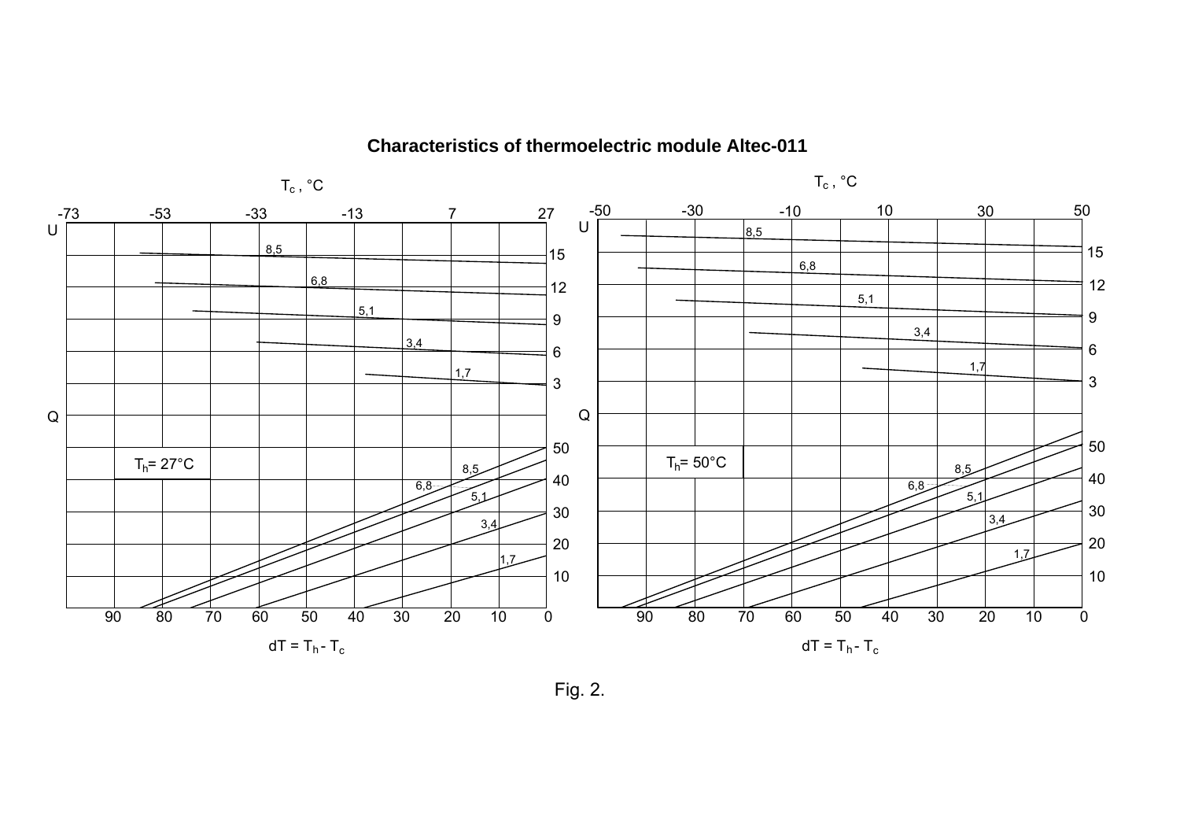**Characteristics of thermoelectric module Altec-011**

$T_c$ , °C

-73 -53 -33 -13 7 27

U

8,5
6,8
5,1
3,4
1,7

15
12
9
6
3

Q

$T_h$= 27°C

8,5
6,8
5,1
3,4
1,7

50
40
30
20
10

90 80 70 60 50 40 30 20 10 0

$dT = T_h - T_c$

$T_c$ , °C

-50 -30 -10 10 30 50

U

8,5
6,8
5,1
3,4
1,7

15
12
9
6
3

Q

$T_h$= 50°C

8,5
6,8
5,1
3,4
1,7

50
40
30
20
10

90 80 70 60 50 40 30 20 10 0

$dT = T_h - T_c$

Fig. 2.